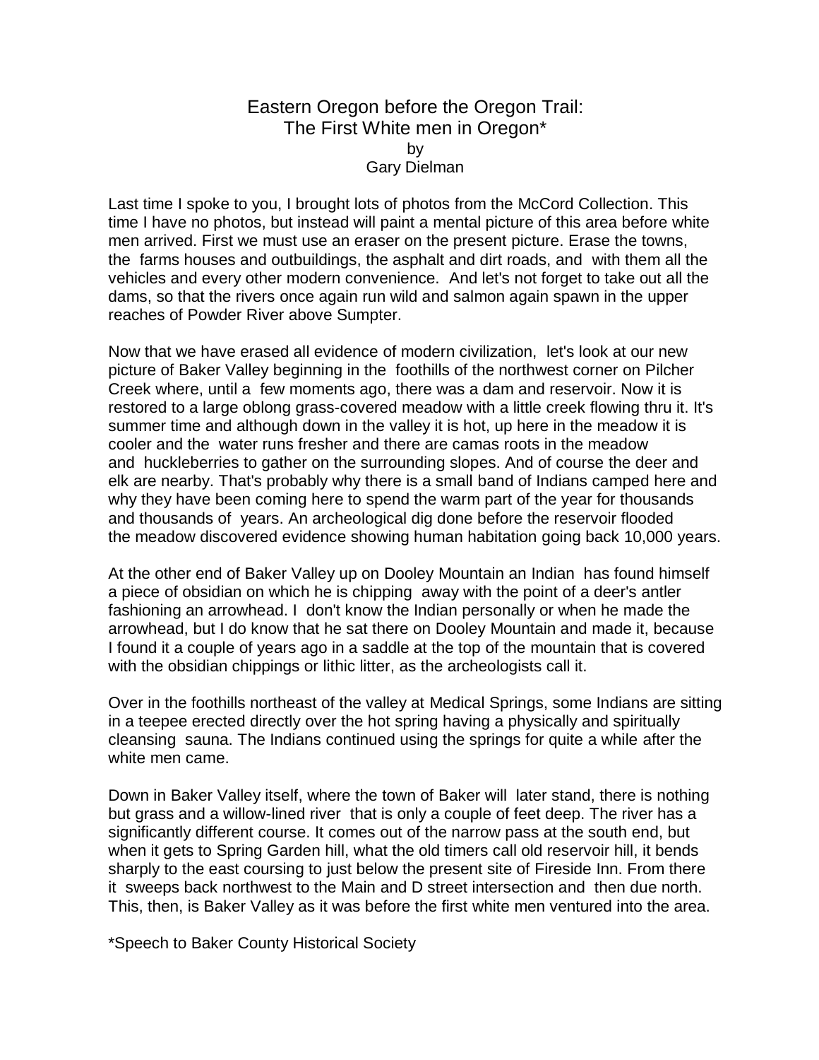# Eastern Oregon before the Oregon Trail: The First White men in Oregon*

by

Gary Dielman

Last time I spoke to you, I brought lots of photos from the McCord Collection. This time I have no photos, but instead will paint a mental picture of this area before white men arrived. First we must use an eraser on the present picture. Erase the towns, the farms houses and outbuildings, the asphalt and dirt roads, and with them all the vehicles and every other modern convenience. And let's not forget to take out all the dams, so that the rivers once again run wild and salmon again spawn in the upper reaches of Powder River above Sumpter.

Now that we have erased all evidence of modern civilization, let's look at our new picture of Baker Valley beginning in the foothills of the northwest corner on Pilcher Creek where, until a few moments ago, there was a dam and reservoir. Now it is restored to a large oblong grass-covered meadow with a little creek flowing thru it. It's summer time and although down in the valley it is hot, up here in the meadow it is cooler and the water runs fresher and there are camas roots in the meadow and huckleberries to gather on the surrounding slopes. And of course the deer and elk are nearby. That's probably why there is a small band of Indians camped here and why they have been coming here to spend the warm part of the year for thousands and thousands of years. An archeological dig done before the reservoir flooded the meadow discovered evidence showing human habitation going back 10,000 years.

At the other end of Baker Valley up on Dooley Mountain an Indian has found himself a piece of obsidian on which he is chipping away with the point of a deer's antler fashioning an arrowhead. I don't know the Indian personally or when he made the arrowhead, but I do know that he sat there on Dooley Mountain and made it, because I found it a couple of years ago in a saddle at the top of the mountain that is covered with the obsidian chippings or lithic litter, as the archeologists call it.

Over in the foothills northeast of the valley at Medical Springs, some Indians are sitting in a teepee erected directly over the hot spring having a physically and spiritually cleansing sauna. The Indians continued using the springs for quite a while after the white men came.

Down in Baker Valley itself, where the town of Baker will later stand, there is nothing but grass and a willow-lined river that is only a couple of feet deep. The river has a significantly different course. It comes out of the narrow pass at the south end, but when it gets to Spring Garden hill, what the old timers call old reservoir hill, it bends sharply to the east coursing to just below the present site of Fireside Inn. From there it sweeps back northwest to the Main and D street intersection and then due north. This, then, is Baker Valley as it was before the first white men ventured into the area.

*Speech to Baker County Historical Society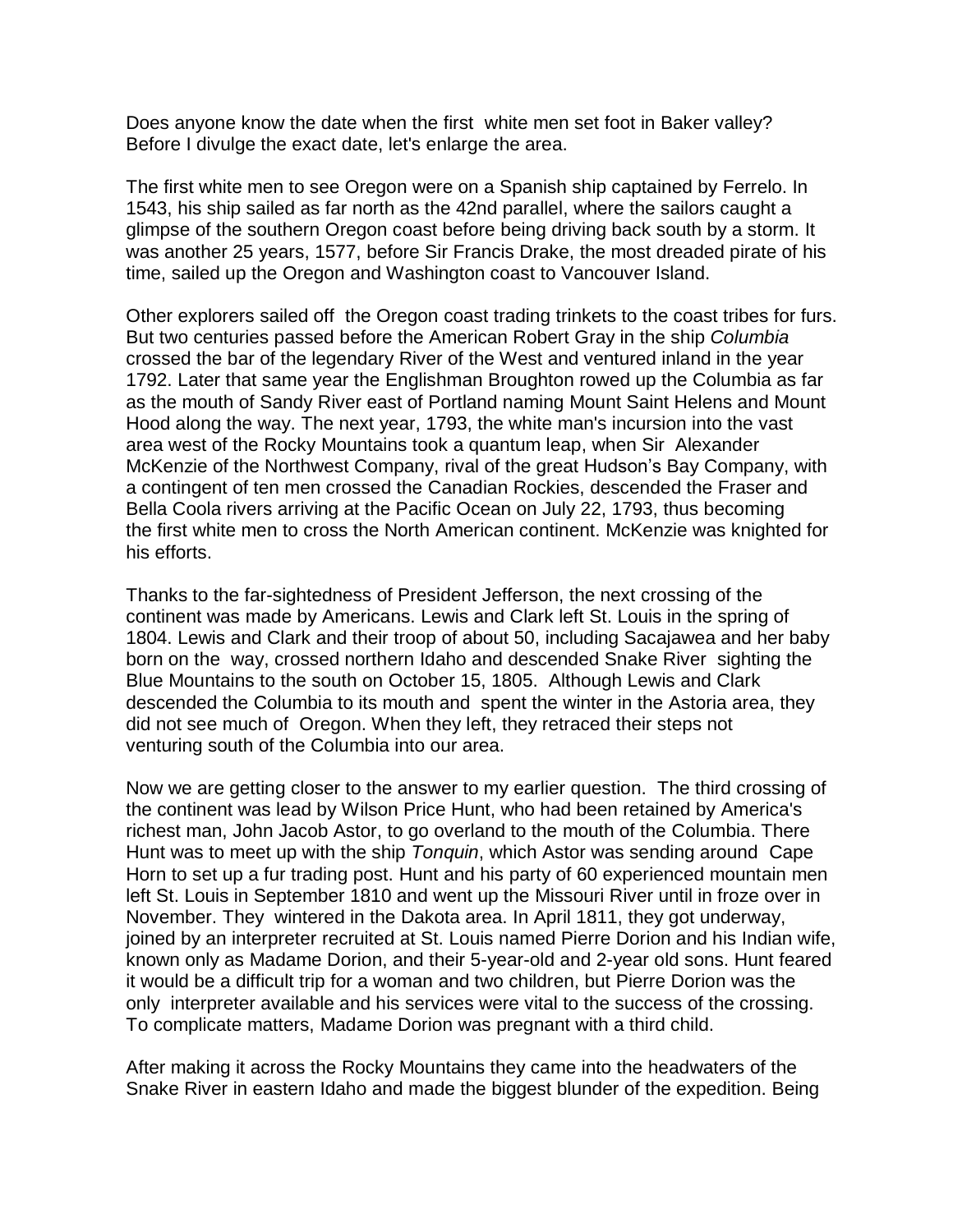Does anyone know the date when the first white men set foot in Baker valley? Before I divulge the exact date, let's enlarge the area.

The first white men to see Oregon were on a Spanish ship captained by Ferrelo. In 1543, his ship sailed as far north as the 42nd parallel, where the sailors caught a glimpse of the southern Oregon coast before being driving back south by a storm. It was another 25 years, 1577, before Sir Francis Drake, the most dreaded pirate of his time, sailed up the Oregon and Washington coast to Vancouver Island.

Other explorers sailed off the Oregon coast trading trinkets to the coast tribes for furs. But two centuries passed before the American Robert Gray in the ship *Columbia* crossed the bar of the legendary River of the West and ventured inland in the year 1792. Later that same year the Englishman Broughton rowed up the Columbia as far as the mouth of Sandy River east of Portland naming Mount Saint Helens and Mount Hood along the way. The next year, 1793, the white man's incursion into the vast area west of the Rocky Mountains took a quantum leap, when Sir Alexander McKenzie of the Northwest Company, rival of the great Hudson's Bay Company, with a contingent of ten men crossed the Canadian Rockies, descended the Fraser and Bella Coola rivers arriving at the Pacific Ocean on July 22, 1793, thus becoming the first white men to cross the North American continent. McKenzie was knighted for his efforts.

Thanks to the far-sightedness of President Jefferson, the next crossing of the continent was made by Americans. Lewis and Clark left St. Louis in the spring of 1804. Lewis and Clark and their troop of about 50, including Sacajawea and her baby born on the way, crossed northern Idaho and descended Snake River sighting the Blue Mountains to the south on October 15, 1805. Although Lewis and Clark descended the Columbia to its mouth and spent the winter in the Astoria area, they did not see much of Oregon. When they left, they retraced their steps not venturing south of the Columbia into our area.

Now we are getting closer to the answer to my earlier question. The third crossing of the continent was lead by Wilson Price Hunt, who had been retained by America's richest man, John Jacob Astor, to go overland to the mouth of the Columbia. There Hunt was to meet up with the ship *Tonquin*, which Astor was sending around Cape Horn to set up a fur trading post. Hunt and his party of 60 experienced mountain men left St. Louis in September 1810 and went up the Missouri River until in froze over in November. They wintered in the Dakota area. In April 1811, they got underway, joined by an interpreter recruited at St. Louis named Pierre Dorion and his Indian wife, known only as Madame Dorion, and their 5-year-old and 2-year old sons. Hunt feared it would be a difficult trip for a woman and two children, but Pierre Dorion was the only interpreter available and his services were vital to the success of the crossing. To complicate matters, Madame Dorion was pregnant with a third child.

After making it across the Rocky Mountains they came into the headwaters of the Snake River in eastern Idaho and made the biggest blunder of the expedition. Being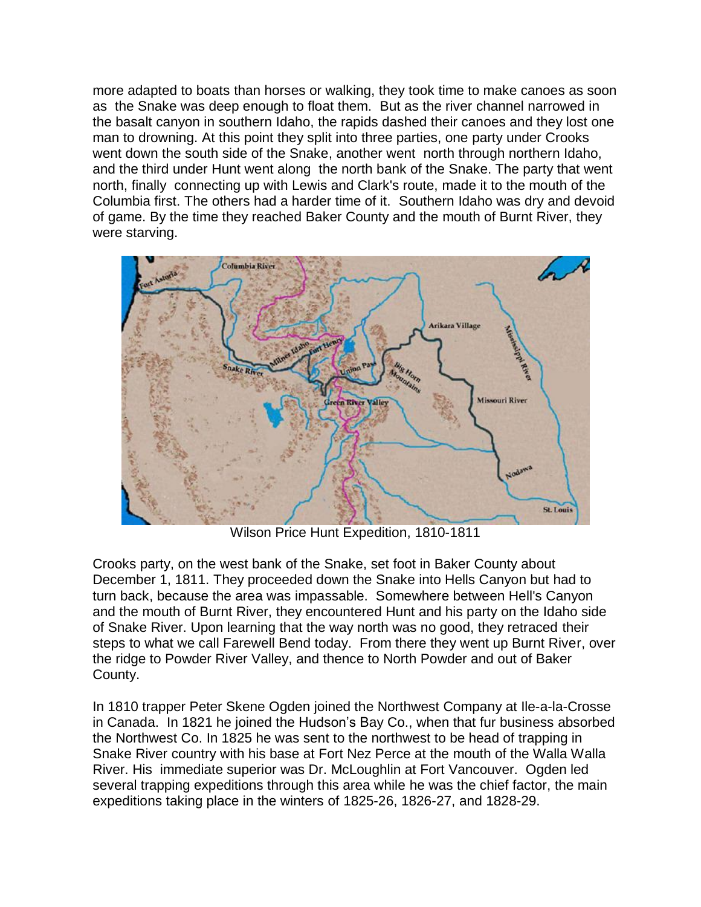more adapted to boats than horses or walking, they took time to make canoes as soon as the Snake was deep enough to float them. But as the river channel narrowed in the basalt canyon in southern Idaho, the rapids dashed their canoes and they lost one man to drowning. At this point they split into three parties, one party under Crooks went down the south side of the Snake, another went north through northern Idaho, and the third under Hunt went along the north bank of the Snake. The party that went north, finally connecting up with Lewis and Clark's route, made it to the mouth of the Columbia first. The others had a harder time of it. Southern Idaho was dry and devoid of game. By the time they reached Baker County and the mouth of Burnt River, they were starving.

Wilson Price Hunt Expedition, 1810-1811

Crooks party, on the west bank of the Snake, set foot in Baker County about December 1, 1811. They proceeded down the Snake into Hells Canyon but had to turn back, because the area was impassable. Somewhere between Hell's Canyon and the mouth of Burnt River, they encountered Hunt and his party on the Idaho side of Snake River. Upon learning that the way north was no good, they retraced their steps to what we call Farewell Bend today. From there they went up Burnt River, over the ridge to Powder River Valley, and thence to North Powder and out of Baker County.

In 1810 trapper Peter Skene Ogden joined the Northwest Company at Ile-a-la-Crosse in Canada. In 1821 he joined the Hudson's Bay Co., when that fur business absorbed the Northwest Co. In 1825 he was sent to the northwest to be head of trapping in Snake River country with his base at Fort Nez Perce at the mouth of the Walla Walla River. His immediate superior was Dr. McLoughlin at Fort Vancouver. Ogden led several trapping expeditions through this area while he was the chief factor, the main expeditions taking place in the winters of 1825-26, 1826-27, and 1828-29.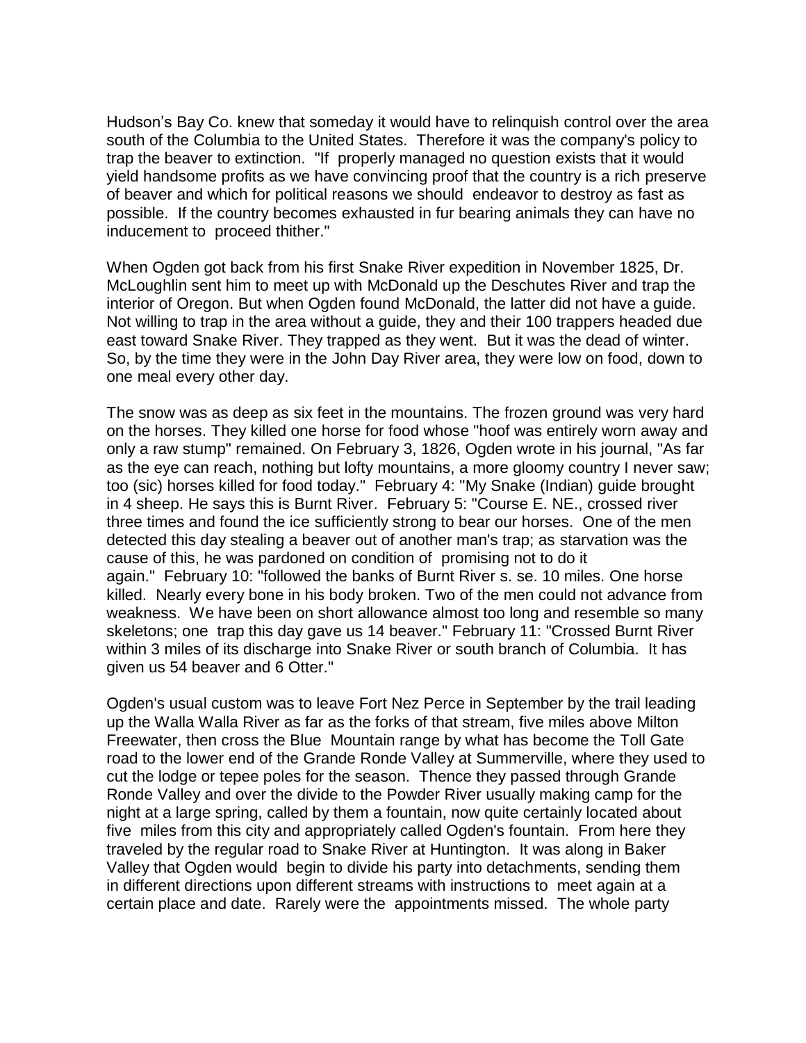Hudson's Bay Co. knew that someday it would have to relinquish control over the area south of the Columbia to the United States. Therefore it was the company's policy to trap the beaver to extinction. "If properly managed no question exists that it would yield handsome profits as we have convincing proof that the country is a rich preserve of beaver and which for political reasons we should endeavor to destroy as fast as possible. If the country becomes exhausted in fur bearing animals they can have no inducement to proceed thither."

When Ogden got back from his first Snake River expedition in November 1825, Dr. McLoughlin sent him to meet up with McDonald up the Deschutes River and trap the interior of Oregon. But when Ogden found McDonald, the latter did not have a guide. Not willing to trap in the area without a guide, they and their 100 trappers headed due east toward Snake River. They trapped as they went. But it was the dead of winter. So, by the time they were in the John Day River area, they were low on food, down to one meal every other day.

The snow was as deep as six feet in the mountains. The frozen ground was very hard on the horses. They killed one horse for food whose "hoof was entirely worn away and only a raw stump" remained. On February 3, 1826, Ogden wrote in his journal, "As far as the eye can reach, nothing but lofty mountains, a more gloomy country I never saw; too (sic) horses killed for food today." February 4: "My Snake (Indian) guide brought in 4 sheep. He says this is Burnt River. February 5: "Course E. NE., crossed river three times and found the ice sufficiently strong to bear our horses. One of the men detected this day stealing a beaver out of another man's trap; as starvation was the cause of this, he was pardoned on condition of promising not to do it again." February 10: "followed the banks of Burnt River s. se. 10 miles. One horse killed. Nearly every bone in his body broken. Two of the men could not advance from weakness. We have been on short allowance almost too long and resemble so many skeletons; one trap this day gave us 14 beaver." February 11: "Crossed Burnt River within 3 miles of its discharge into Snake River or south branch of Columbia. It has given us 54 beaver and 6 Otter."

Ogden's usual custom was to leave Fort Nez Perce in September by the trail leading up the Walla Walla River as far as the forks of that stream, five miles above Milton Freewater, then cross the Blue Mountain range by what has become the Toll Gate road to the lower end of the Grande Ronde Valley at Summerville, where they used to cut the lodge or tepee poles for the season. Thence they passed through Grande Ronde Valley and over the divide to the Powder River usually making camp for the night at a large spring, called by them a fountain, now quite certainly located about five miles from this city and appropriately called Ogden's fountain. From here they traveled by the regular road to Snake River at Huntington. It was along in Baker Valley that Ogden would begin to divide his party into detachments, sending them in different directions upon different streams with instructions to meet again at a certain place and date. Rarely were the appointments missed. The whole party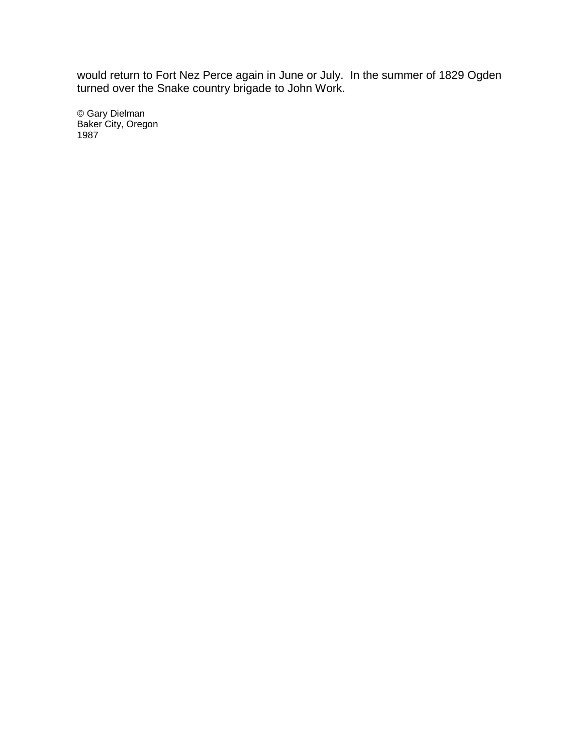would return to Fort Nez Perce again in June or July. In the summer of 1829 Ogden turned over the Snake country brigade to John Work.

© Gary Dielman  
Baker City, Oregon  
1987